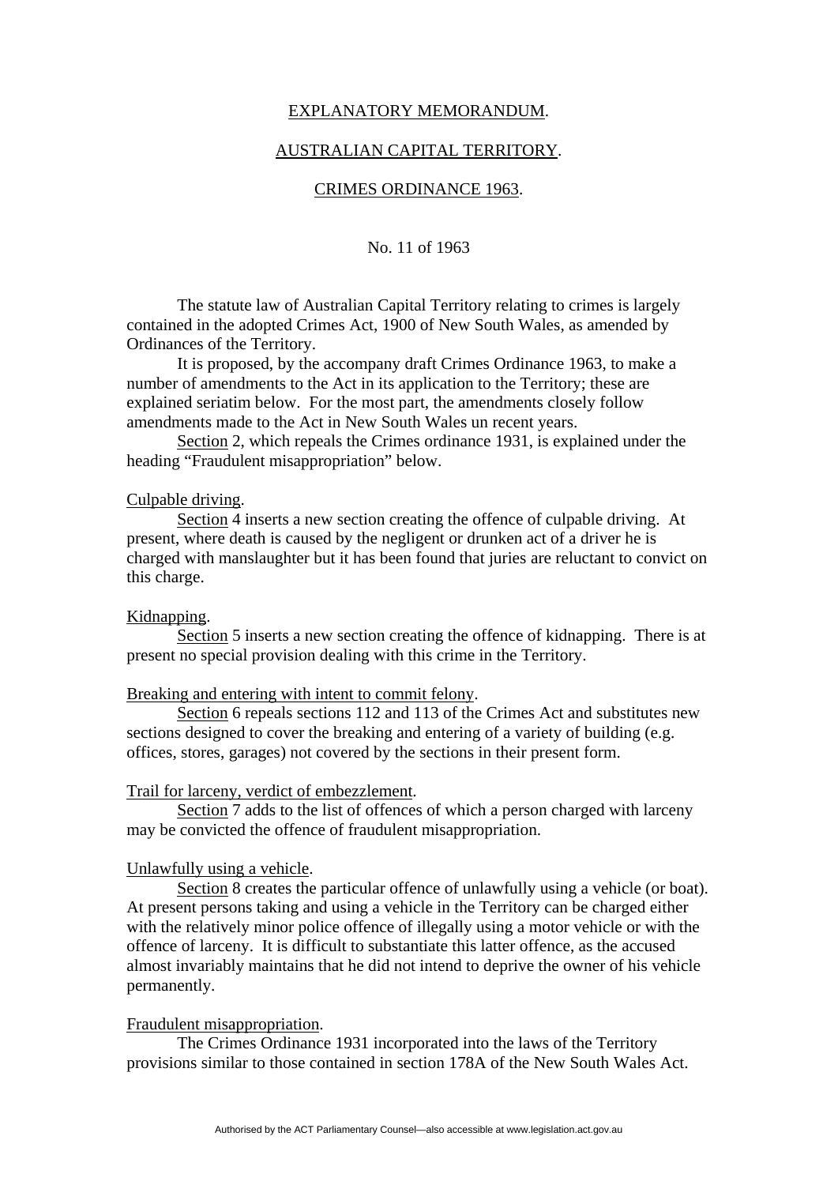EXPLANATORY MEMORANDUM.

AUSTRALIAN CAPITAL TERRITORY.

CRIMES ORDINANCE 1963.

No. 11 of 1963

The statute law of Australian Capital Territory relating to crimes is largely contained in the adopted Crimes Act, 1900 of New South Wales, as amended by Ordinances of the Territory.

It is proposed, by the accompany draft Crimes Ordinance 1963, to make a number of amendments to the Act in its application to the Territory; these are explained seriatim below. For the most part, the amendments closely follow amendments made to the Act in New South Wales un recent years.

Section 2, which repeals the Crimes ordinance 1931, is explained under the heading "Fraudulent misappropriation" below.

Culpable driving.

Section 4 inserts a new section creating the offence of culpable driving. At present, where death is caused by the negligent or drunken act of a driver he is charged with manslaughter but it has been found that juries are reluctant to convict on this charge.

Kidnapping.

Section 5 inserts a new section creating the offence of kidnapping. There is at present no special provision dealing with this crime in the Territory.

Breaking and entering with intent to commit felony.

Section 6 repeals sections 112 and 113 of the Crimes Act and substitutes new sections designed to cover the breaking and entering of a variety of building (e.g. offices, stores, garages) not covered by the sections in their present form.

Trail for larceny, verdict of embezzlement.

Section 7 adds to the list of offences of which a person charged with larceny may be convicted the offence of fraudulent misappropriation.

Unlawfully using a vehicle.

Section 8 creates the particular offence of unlawfully using a vehicle (or boat). At present persons taking and using a vehicle in the Territory can be charged either with the relatively minor police offence of illegally using a motor vehicle or with the offence of larceny. It is difficult to substantiate this latter offence, as the accused almost invariably maintains that he did not intend to deprive the owner of his vehicle permanently.

Fraudulent misappropriation.

The Crimes Ordinance 1931 incorporated into the laws of the Territory provisions similar to those contained in section 178A of the New South Wales Act.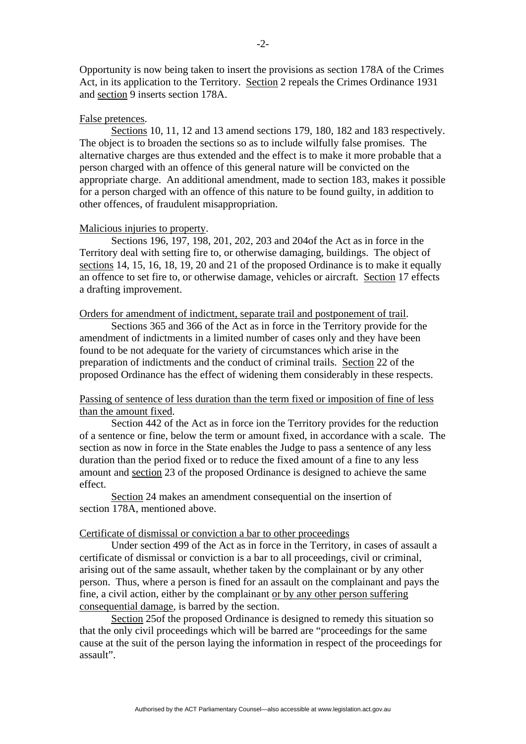Opportunity is now being taken to insert the provisions as section 178A of the Crimes Act, in its application to the Territory. Section 2 repeals the Crimes Ordinance 1931 and section 9 inserts section 178A.

False pretences.

Sections 10, 11, 12 and 13 amend sections 179, 180, 182 and 183 respectively. The object is to broaden the sections so as to include wilfully false promises. The alternative charges are thus extended and the effect is to make it more probable that a person charged with an offence of this general nature will be convicted on the appropriate charge. An additional amendment, made to section 183, makes it possible for a person charged with an offence of this nature to be found guilty, in addition to other offences, of fraudulent misappropriation.

Malicious injuries to property.

Sections 196, 197, 198, 201, 202, 203 and 204of the Act as in force in the Territory deal with setting fire to, or otherwise damaging, buildings. The object of sections 14, 15, 16, 18, 19, 20 and 21 of the proposed Ordinance is to make it equally an offence to set fire to, or otherwise damage, vehicles or aircraft. Section 17 effects a drafting improvement.

Orders for amendment of indictment, separate trail and postponement of trail.

Sections 365 and 366 of the Act as in force in the Territory provide for the amendment of indictments in a limited number of cases only and they have been found to be not adequate for the variety of circumstances which arise in the preparation of indictments and the conduct of criminal trails. Section 22 of the proposed Ordinance has the effect of widening them considerably in these respects.

Passing of sentence of less duration than the term fixed or imposition of fine of less than the amount fixed.

Section 442 of the Act as in force ion the Territory provides for the reduction of a sentence or fine, below the term or amount fixed, in accordance with a scale. The section as now in force in the State enables the Judge to pass a sentence of any less duration than the period fixed or to reduce the fixed amount of a fine to any less amount and section 23 of the proposed Ordinance is designed to achieve the same effect.

Section 24 makes an amendment consequential on the insertion of section 178A, mentioned above.

Certificate of dismissal or conviction a bar to other proceedings

Under section 499 of the Act as in force in the Territory, in cases of assault a certificate of dismissal or conviction is a bar to all proceedings, civil or criminal, arising out of the same assault, whether taken by the complainant or by any other person. Thus, where a person is fined for an assault on the complainant and pays the fine, a civil action, either by the complainant or by any other person suffering consequential damage, is barred by the section.

Section 25of the proposed Ordinance is designed to remedy this situation so that the only civil proceedings which will be barred are "proceedings for the same cause at the suit of the person laying the information in respect of the proceedings for assault".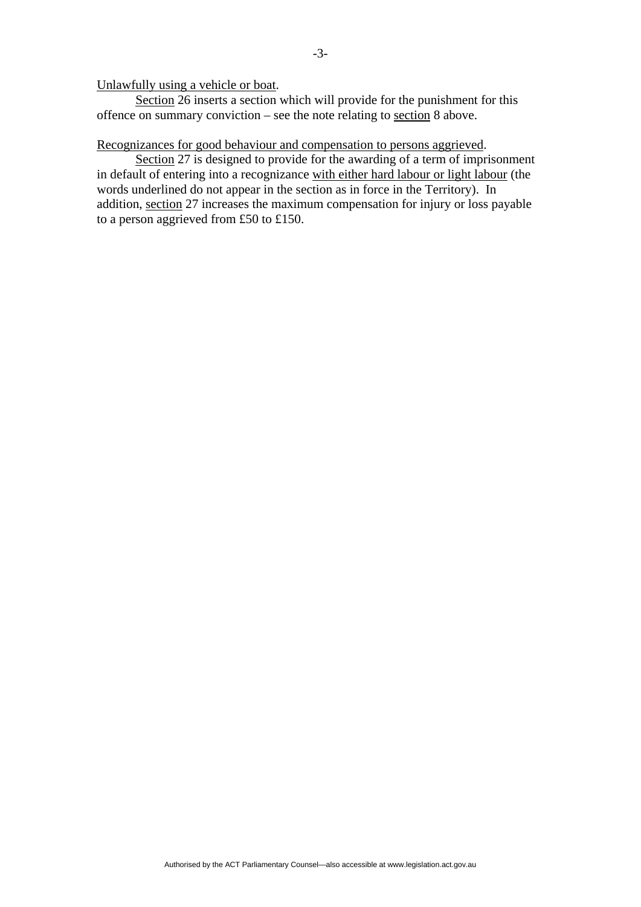Unlawfully using a vehicle or boat.

Section 26 inserts a section which will provide for the punishment for this offence on summary conviction – see the note relating to section 8 above.

Recognizances for good behaviour and compensation to persons aggrieved.

Section 27 is designed to provide for the awarding of a term of imprisonment in default of entering into a recognizance with either hard labour or light labour (the words underlined do not appear in the section as in force in the Territory). In addition, section 27 increases the maximum compensation for injury or loss payable to a person aggrieved from £50 to £150.